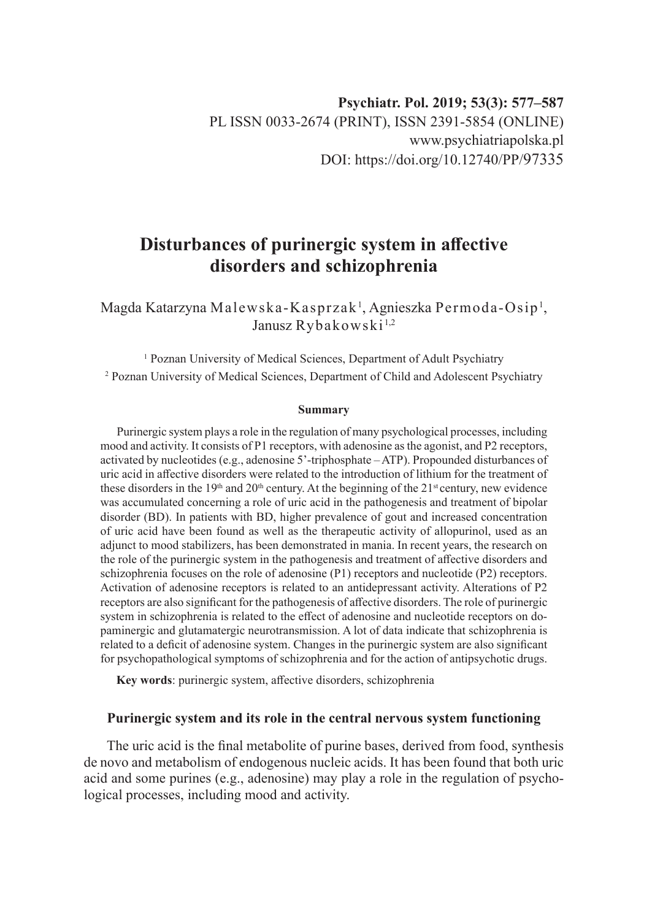Psychiatr. Pol. 2019; 53(3): 577–587
PL ISSN 0033-2674 (PRINT), ISSN 2391-5854 (ONLINE)
www.psychiatriapolska.pl
DOI: https://doi.org/10.12740/PP/97335

# Disturbances of purinergic system in affective disorders and schizophrenia

Magda Katarzyna Malewska-Kasprzak[1], Agnieszka Permoda-Osip[1], Janusz Rybakowski[1,2]

[1] Poznan University of Medical Sciences, Department of Adult Psychiatry
[2] Poznan University of Medical Sciences, Department of Child and Adolescent Psychiatry

**Summary**

Purinergic system plays a role in the regulation of many psychological processes, including mood and activity. It consists of P1 receptors, with adenosine as the agonist, and P2 receptors, activated by nucleotides (e.g., adenosine 5'-triphosphate – ATP). Propounded disturbances of uric acid in affective disorders were related to the introduction of lithium for the treatment of these disorders in the 19th and 20th century. At the beginning of the 21st century, new evidence was accumulated concerning a role of uric acid in the pathogenesis and treatment of bipolar disorder (BD). In patients with BD, higher prevalence of gout and increased concentration of uric acid have been found as well as the therapeutic activity of allopurinol, used as an adjunct to mood stabilizers, has been demonstrated in mania. In recent years, the research on the role of the purinergic system in the pathogenesis and treatment of affective disorders and schizophrenia focuses on the role of adenosine (P1) receptors and nucleotide (P2) receptors. Activation of adenosine receptors is related to an antidepressant activity. Alterations of P2 receptors are also significant for the pathogenesis of affective disorders. The role of purinergic system in schizophrenia is related to the effect of adenosine and nucleotide receptors on dopaminergic and glutamatergic neurotransmission. A lot of data indicate that schizophrenia is related to a deficit of adenosine system. Changes in the purinergic system are also significant for psychopathological symptoms of schizophrenia and for the action of antipsychotic drugs.

**Key words**: purinergic system, affective disorders, schizophrenia

## Purinergic system and its role in the central nervous system functioning

The uric acid is the final metabolite of purine bases, derived from food, synthesis de novo and metabolism of endogenous nucleic acids. It has been found that both uric acid and some purines (e.g., adenosine) may play a role in the regulation of psychological processes, including mood and activity.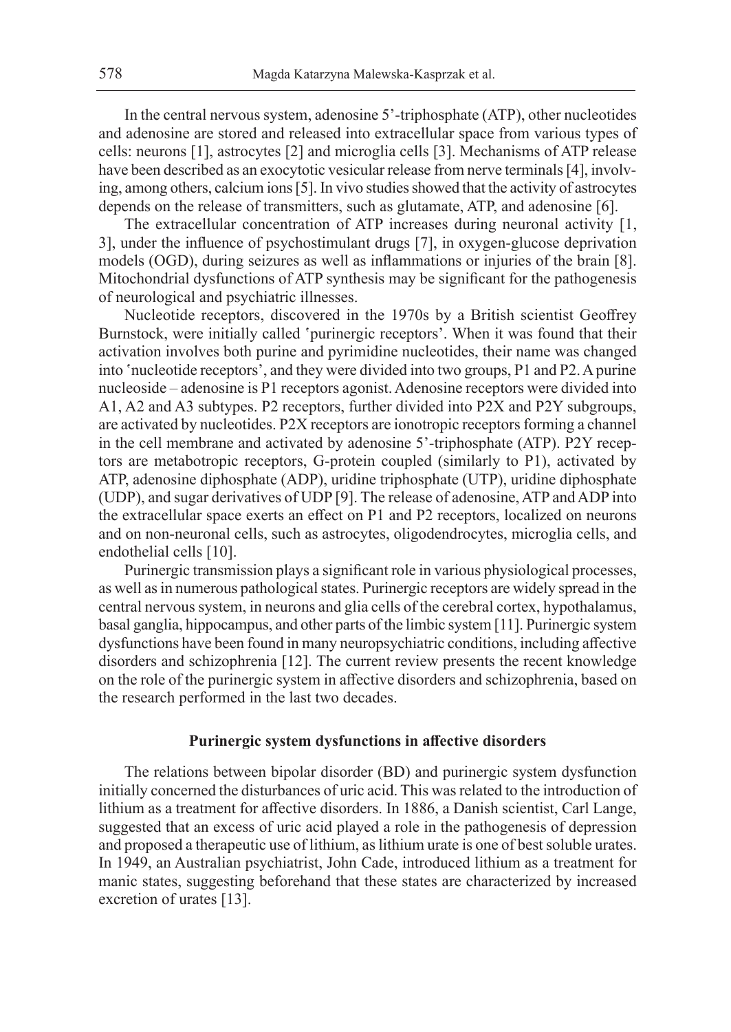In the central nervous system, adenosine 5'-triphosphate (ATP), other nucleotides and adenosine are stored and released into extracellular space from various types of cells: neurons [1], astrocytes [2] and microglia cells [3]. Mechanisms of ATP release have been described as an exocytotic vesicular release from nerve terminals [4], involving, among others, calcium ions [5]. In vivo studies showed that the activity of astrocytes depends on the release of transmitters, such as glutamate, ATP, and adenosine [6].

The extracellular concentration of ATP increases during neuronal activity [1, 3], under the influence of psychostimulant drugs [7], in oxygen-glucose deprivation models (OGD), during seizures as well as inflammations or injuries of the brain [8]. Mitochondrial dysfunctions of ATP synthesis may be significant for the pathogenesis of neurological and psychiatric illnesses.

Nucleotide receptors, discovered in the 1970s by a British scientist Geoffrey Burnstock, were initially called 'purinergic receptors'. When it was found that their activation involves both purine and pyrimidine nucleotides, their name was changed into 'nucleotide receptors', and they were divided into two groups, P1 and P2. A purine nucleoside – adenosine is P1 receptors agonist. Adenosine receptors were divided into A1, A2 and A3 subtypes. P2 receptors, further divided into P2X and P2Y subgroups, are activated by nucleotides. P2X receptors are ionotropic receptors forming a channel in the cell membrane and activated by adenosine 5'-triphosphate (ATP). P2Y receptors are metabotropic receptors, G-protein coupled (similarly to P1), activated by ATP, adenosine diphosphate (ADP), uridine triphosphate (UTP), uridine diphosphate (UDP), and sugar derivatives of UDP [9]. The release of adenosine, ATP and ADP into the extracellular space exerts an effect on P1 and P2 receptors, localized on neurons and on non-neuronal cells, such as astrocytes, oligodendrocytes, microglia cells, and endothelial cells [10].

Purinergic transmission plays a significant role in various physiological processes, as well as in numerous pathological states. Purinergic receptors are widely spread in the central nervous system, in neurons and glia cells of the cerebral cortex, hypothalamus, basal ganglia, hippocampus, and other parts of the limbic system [11]. Purinergic system dysfunctions have been found in many neuropsychiatric conditions, including affective disorders and schizophrenia [12]. The current review presents the recent knowledge on the role of the purinergic system in affective disorders and schizophrenia, based on the research performed in the last two decades.

## Purinergic system dysfunctions in affective disorders

The relations between bipolar disorder (BD) and purinergic system dysfunction initially concerned the disturbances of uric acid. This was related to the introduction of lithium as a treatment for affective disorders. In 1886, a Danish scientist, Carl Lange, suggested that an excess of uric acid played a role in the pathogenesis of depression and proposed a therapeutic use of lithium, as lithium urate is one of best soluble urates. In 1949, an Australian psychiatrist, John Cade, introduced lithium as a treatment for manic states, suggesting beforehand that these states are characterized by increased excretion of urates [13].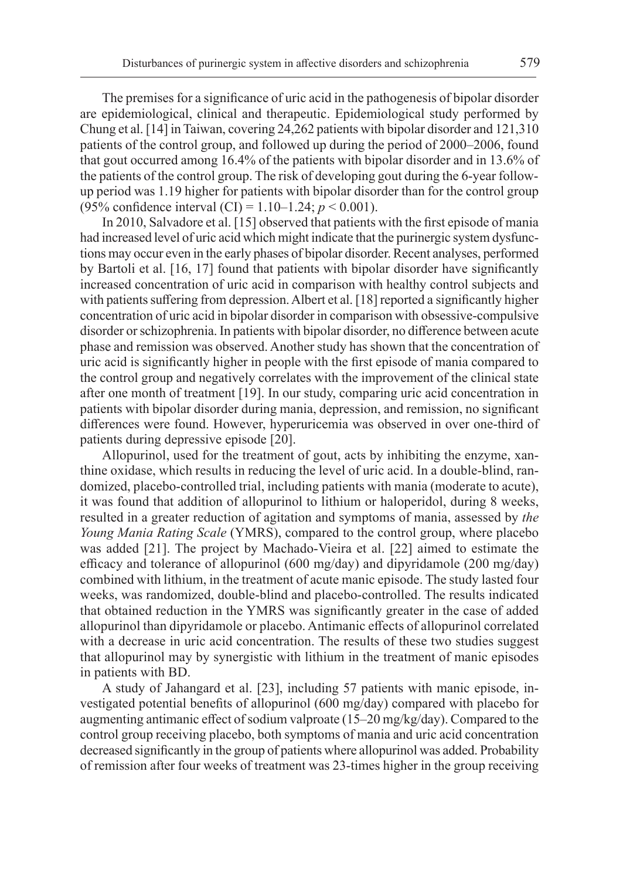The premises for a significance of uric acid in the pathogenesis of bipolar disorder are epidemiological, clinical and therapeutic. Epidemiological study performed by Chung et al. [14] in Taiwan, covering 24,262 patients with bipolar disorder and 121,310 patients of the control group, and followed up during the period of 2000–2006, found that gout occurred among 16.4% of the patients with bipolar disorder and in 13.6% of the patients of the control group. The risk of developing gout during the 6-year follow-up period was 1.19 higher for patients with bipolar disorder than for the control group (95% confidence interval (CI) = 1.10–1.24; $p < 0.001$).

In 2010, Salvadore et al. [15] observed that patients with the first episode of mania had increased level of uric acid which might indicate that the purinergic system dysfunctions may occur even in the early phases of bipolar disorder. Recent analyses, performed by Bartoli et al. [16, 17] found that patients with bipolar disorder have significantly increased concentration of uric acid in comparison with healthy control subjects and with patients suffering from depression. Albert et al. [18] reported a significantly higher concentration of uric acid in bipolar disorder in comparison with obsessive-compulsive disorder or schizophrenia. In patients with bipolar disorder, no difference between acute phase and remission was observed. Another study has shown that the concentration of uric acid is significantly higher in people with the first episode of mania compared to the control group and negatively correlates with the improvement of the clinical state after one month of treatment [19]. In our study, comparing uric acid concentration in patients with bipolar disorder during mania, depression, and remission, no significant differences were found. However, hyperuricemia was observed in over one-third of patients during depressive episode [20].

Allopurinol, used for the treatment of gout, acts by inhibiting the enzyme, xanthine oxidase, which results in reducing the level of uric acid. In a double-blind, randomized, placebo-controlled trial, including patients with mania (moderate to acute), it was found that addition of allopurinol to lithium or haloperidol, during 8 weeks, resulted in a greater reduction of agitation and symptoms of mania, assessed by *the Young Mania Rating Scale* (YMRS), compared to the control group, where placebo was added [21]. The project by Machado-Vieira et al. [22] aimed to estimate the efficacy and tolerance of allopurinol (600 mg/day) and dipyridamole (200 mg/day) combined with lithium, in the treatment of acute manic episode. The study lasted four weeks, was randomized, double-blind and placebo-controlled. The results indicated that obtained reduction in the YMRS was significantly greater in the case of added allopurinol than dipyridamole or placebo. Antimanic effects of allopurinol correlated with a decrease in uric acid concentration. The results of these two studies suggest that allopurinol may by synergistic with lithium in the treatment of manic episodes in patients with BD.

A study of Jahangard et al. [23], including 57 patients with manic episode, investigated potential benefits of allopurinol (600 mg/day) compared with placebo for augmenting antimanic effect of sodium valproate (15–20 mg/kg/day). Compared to the control group receiving placebo, both symptoms of mania and uric acid concentration decreased significantly in the group of patients where allopurinol was added. Probability of remission after four weeks of treatment was 23-times higher in the group receiving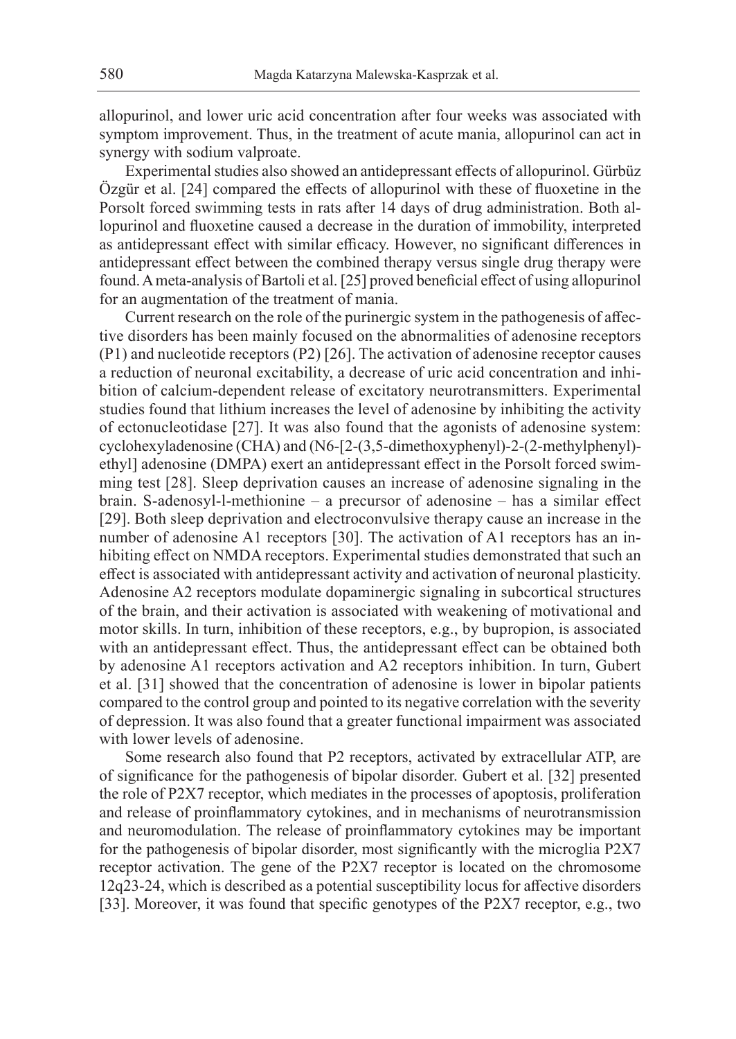allopurinol, and lower uric acid concentration after four weeks was associated with symptom improvement. Thus, in the treatment of acute mania, allopurinol can act in synergy with sodium valproate.

Experimental studies also showed an antidepressant effects of allopurinol. Gürbüz Özgür et al. [24] compared the effects of allopurinol with these of fluoxetine in the Porsolt forced swimming tests in rats after 14 days of drug administration. Both allopurinol and fluoxetine caused a decrease in the duration of immobility, interpreted as antidepressant effect with similar efficacy. However, no significant differences in antidepressant effect between the combined therapy versus single drug therapy were found. A meta-analysis of Bartoli et al. [25] proved beneficial effect of using allopurinol for an augmentation of the treatment of mania.

Current research on the role of the purinergic system in the pathogenesis of affective disorders has been mainly focused on the abnormalities of adenosine receptors (P1) and nucleotide receptors (P2) [26]. The activation of adenosine receptor causes a reduction of neuronal excitability, a decrease of uric acid concentration and inhibition of calcium-dependent release of excitatory neurotransmitters. Experimental studies found that lithium increases the level of adenosine by inhibiting the activity of ectonucleotidase [27]. It was also found that the agonists of adenosine system: cyclohexyladenosine (CHA) and (N6-[2-(3,5-dimethoxyphenyl)-2-(2-methylphenyl)-ethyl] adenosine (DMPA) exert an antidepressant effect in the Porsolt forced swimming test [28]. Sleep deprivation causes an increase of adenosine signaling in the brain. S-adenosyl-l-methionine – a precursor of adenosine – has a similar effect [29]. Both sleep deprivation and electroconvulsive therapy cause an increase in the number of adenosine A1 receptors [30]. The activation of A1 receptors has an inhibiting effect on NMDA receptors. Experimental studies demonstrated that such an effect is associated with antidepressant activity and activation of neuronal plasticity. Adenosine A2 receptors modulate dopaminergic signaling in subcortical structures of the brain, and their activation is associated with weakening of motivational and motor skills. In turn, inhibition of these receptors, e.g., by bupropion, is associated with an antidepressant effect. Thus, the antidepressant effect can be obtained both by adenosine A1 receptors activation and A2 receptors inhibition. In turn, Gubert et al. [31] showed that the concentration of adenosine is lower in bipolar patients compared to the control group and pointed to its negative correlation with the severity of depression. It was also found that a greater functional impairment was associated with lower levels of adenosine.

Some research also found that P2 receptors, activated by extracellular ATP, are of significance for the pathogenesis of bipolar disorder. Gubert et al. [32] presented the role of P2X7 receptor, which mediates in the processes of apoptosis, proliferation and release of proinflammatory cytokines, and in mechanisms of neurotransmission and neuromodulation. The release of proinflammatory cytokines may be important for the pathogenesis of bipolar disorder, most significantly with the microglia P2X7 receptor activation. The gene of the P2X7 receptor is located on the chromosome 12q23-24, which is described as a potential susceptibility locus for affective disorders [33]. Moreover, it was found that specific genotypes of the P2X7 receptor, e.g., two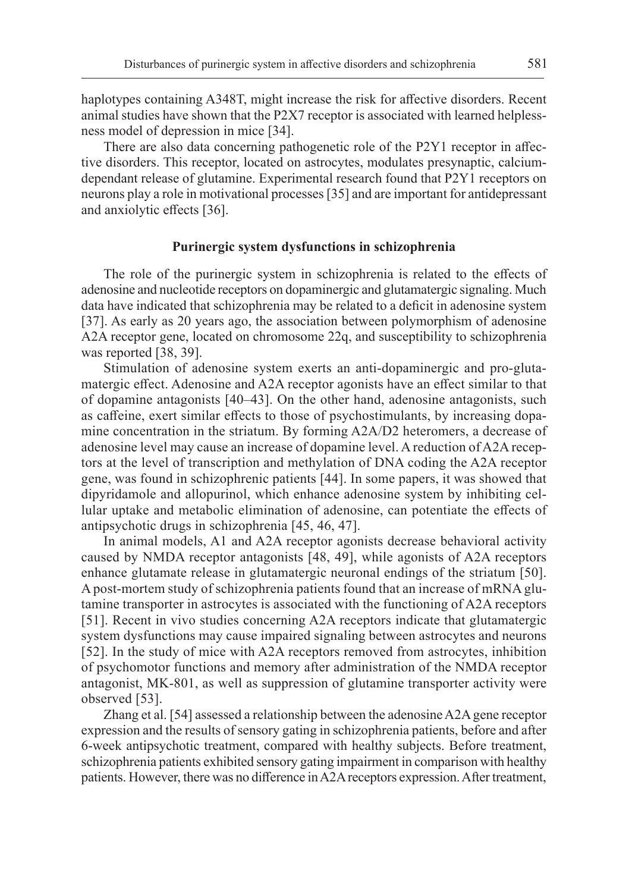haplotypes containing A348T, might increase the risk for affective disorders. Recent animal studies have shown that the P2X7 receptor is associated with learned helplessness model of depression in mice [34].

There are also data concerning pathogenetic role of the P2Y1 receptor in affective disorders. This receptor, located on astrocytes, modulates presynaptic, calcium-dependant release of glutamine. Experimental research found that P2Y1 receptors on neurons play a role in motivational processes [35] and are important for antidepressant and anxiolytic effects [36].

## Purinergic system dysfunctions in schizophrenia

The role of the purinergic system in schizophrenia is related to the effects of adenosine and nucleotide receptors on dopaminergic and glutamatergic signaling. Much data have indicated that schizophrenia may be related to a deficit in adenosine system [37]. As early as 20 years ago, the association between polymorphism of adenosine A2A receptor gene, located on chromosome 22q, and susceptibility to schizophrenia was reported [38, 39].

Stimulation of adenosine system exerts an anti-dopaminergic and pro-glutamatergic effect. Adenosine and A2A receptor agonists have an effect similar to that of dopamine antagonists [40–43]. On the other hand, adenosine antagonists, such as caffeine, exert similar effects to those of psychostimulants, by increasing dopamine concentration in the striatum. By forming A2A/D2 heteromers, a decrease of adenosine level may cause an increase of dopamine level. A reduction of A2A receptors at the level of transcription and methylation of DNA coding the A2A receptor gene, was found in schizophrenic patients [44]. In some papers, it was showed that dipyridamole and allopurinol, which enhance adenosine system by inhibiting cellular uptake and metabolic elimination of adenosine, can potentiate the effects of antipsychotic drugs in schizophrenia [45, 46, 47].

In animal models, A1 and A2A receptor agonists decrease behavioral activity caused by NMDA receptor antagonists [48, 49], while agonists of A2A receptors enhance glutamate release in glutamatergic neuronal endings of the striatum [50]. A post-mortem study of schizophrenia patients found that an increase of mRNA glutamine transporter in astrocytes is associated with the functioning of A2A receptors [51]. Recent in vivo studies concerning A2A receptors indicate that glutamatergic system dysfunctions may cause impaired signaling between astrocytes and neurons [52]. In the study of mice with A2A receptors removed from astrocytes, inhibition of psychomotor functions and memory after administration of the NMDA receptor antagonist, MK-801, as well as suppression of glutamine transporter activity were observed [53].

Zhang et al. [54] assessed a relationship between the adenosine A2A gene receptor expression and the results of sensory gating in schizophrenia patients, before and after 6-week antipsychotic treatment, compared with healthy subjects. Before treatment, schizophrenia patients exhibited sensory gating impairment in comparison with healthy patients. However, there was no difference in A2A receptors expression. After treatment,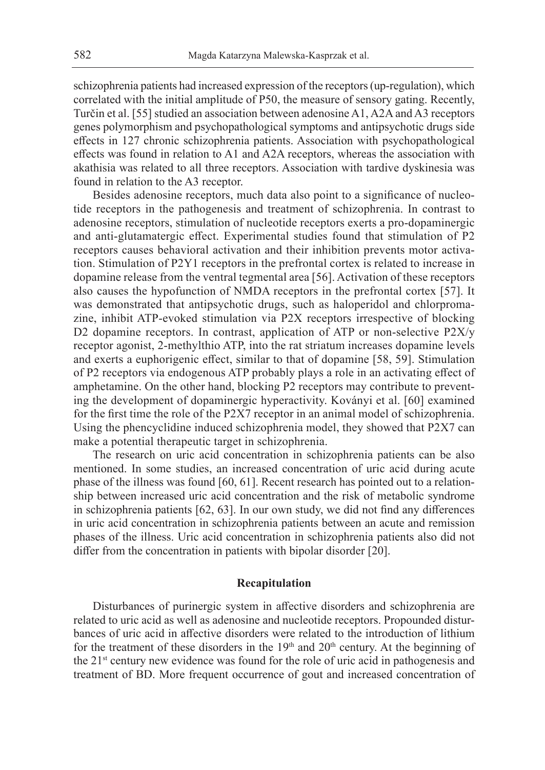schizophrenia patients had increased expression of the receptors (up-regulation), which correlated with the initial amplitude of P50, the measure of sensory gating. Recently, Turčin et al. [55] studied an association between adenosine A1, A2A and A3 receptors genes polymorphism and psychopathological symptoms and antipsychotic drugs side effects in 127 chronic schizophrenia patients. Association with psychopathological effects was found in relation to A1 and A2A receptors, whereas the association with akathisia was related to all three receptors. Association with tardive dyskinesia was found in relation to the A3 receptor.

Besides adenosine receptors, much data also point to a significance of nucleotide receptors in the pathogenesis and treatment of schizophrenia. In contrast to adenosine receptors, stimulation of nucleotide receptors exerts a pro-dopaminergic and anti-glutamatergic effect. Experimental studies found that stimulation of P2 receptors causes behavioral activation and their inhibition prevents motor activation. Stimulation of P2Y1 receptors in the prefrontal cortex is related to increase in dopamine release from the ventral tegmental area [56]. Activation of these receptors also causes the hypofunction of NMDA receptors in the prefrontal cortex [57]. It was demonstrated that antipsychotic drugs, such as haloperidol and chlorpromazine, inhibit ATP-evoked stimulation via P2X receptors irrespective of blocking D2 dopamine receptors. In contrast, application of ATP or non-selective P2X/y receptor agonist, 2-methylthio ATP, into the rat striatum increases dopamine levels and exerts a euphorigenic effect, similar to that of dopamine [58, 59]. Stimulation of P2 receptors via endogenous ATP probably plays a role in an activating effect of amphetamine. On the other hand, blocking P2 receptors may contribute to preventing the development of dopaminergic hyperactivity. Ványi et al. [60] examined for the first time the role of the P2X7 receptor in an animal model of schizophrenia. Using the phencyclidine induced schizophrenia model, they showed that P2X7 can make a potential therapeutic target in schizophrenia.

The research on uric acid concentration in schizophrenia patients can be also mentioned. In some studies, an increased concentration of uric acid during acute phase of the illness was found [60, 61]. Recent research has pointed out to a relationship between increased uric acid concentration and the risk of metabolic syndrome in schizophrenia patients [62, 63]. In our own study, we did not find any differences in uric acid concentration in schizophrenia patients between an acute and remission phases of the illness. Uric acid concentration in schizophrenia patients also did not differ from the concentration in patients with bipolar disorder [20].

## Recapitulation

Disturbances of purinergic system in affective disorders and schizophrenia are related to uric acid as well as adenosine and nucleotide receptors. Propounded disturbances of uric acid in affective disorders were related to the introduction of lithium for the treatment of these disorders in the 19th and 20th century. At the beginning of the 21st century new evidence was found for the role of uric acid in pathogenesis and treatment of BD. More frequent occurrence of gout and increased concentration of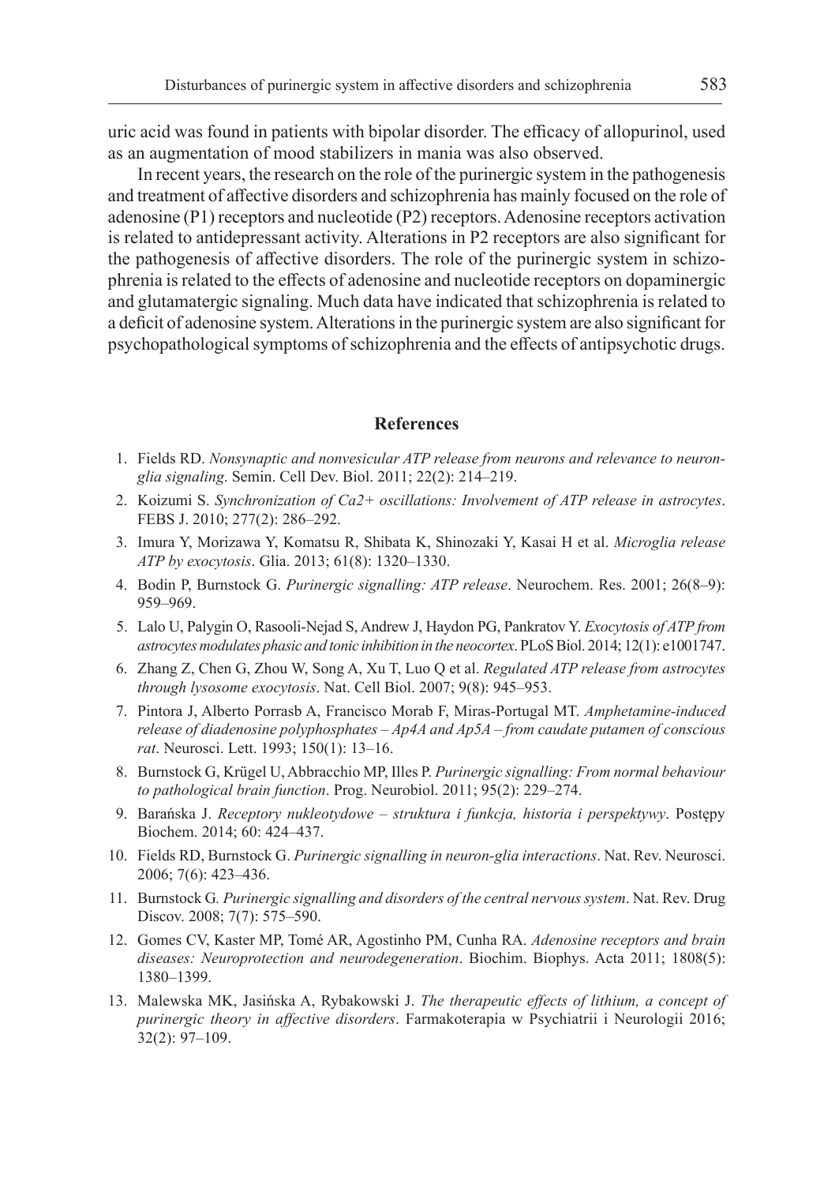uric acid was found in patients with bipolar disorder. The efficacy of allopurinol, used as an augmentation of mood stabilizers in mania was also observed.

In recent years, the research on the role of the purinergic system in the pathogenesis and treatment of affective disorders and schizophrenia has mainly focused on the role of adenosine (P1) receptors and nucleotide (P2) receptors. Adenosine receptors activation is related to antidepressant activity. Alterations in P2 receptors are also significant for the pathogenesis of affective disorders. The role of the purinergic system in schizophrenia is related to the effects of adenosine and nucleotide receptors on dopaminergic and glutamatergic signaling. Much data have indicated that schizophrenia is related to a deficit of adenosine system. Alterations in the purinergic system are also significant for psychopathological symptoms of schizophrenia and the effects of antipsychotic drugs.

## References

1. Fields RD. *Nonsynaptic and nonvesicular ATP release from neurons and relevance to neuron-glia signaling*. Semin. Cell Dev. Biol. 2011; 22(2): 214–219.
2. Koizumi S. *Synchronization of Ca2+ oscillations: Involvement of ATP release in astrocytes*. FEBS J. 2010; 277(2): 286–292.
3. Imura Y, Morizawa Y, Komatsu R, Shibata K, Shinozaki Y, Kasai H et al. *Microglia release ATP by exocytosis*. Glia. 2013; 61(8): 1320–1330.
4. Bodin P, Burnstock G. *Purinergic signalling: ATP release*. Neurochem. Res. 2001; 26(8–9): 959–969.
5. Lalo U, Palygin O, Rasooli-Nejad S, Andrew J, Haydon PG, Pankratov Y. *Exocytosis of ATP from astrocytes modulates phasic and tonic inhibition in the neocortex*. PLoS Biol. 2014; 12(1): e1001747.
6. Zhang Z, Chen G, Zhou W, Song A, Xu T, Luo Q et al. *Regulated ATP release from astrocytes through lysosome exocytosis*. Nat. Cell Biol. 2007; 9(8): 945–953.
7. Pintora J, Alberto Porrasb A, Francisco Morab F, Miras-Portugal MT. *Amphetamine-induced release of diadenosine polyphosphates – Ap4A and Ap5A – from caudate putamen of conscious rat*. Neurosci. Lett. 1993; 150(1): 13–16.
8. Burnstock G, Krügel U, Abbracchio MP, Illes P. *Purinergic signalling: From normal behaviour to pathological brain function*. Prog. Neurobiol. 2011; 95(2): 229–274.
9. Barańska J. *Receptory nukleotydowe – struktura i funkcja, historia i perspektywy*. Postępy Biochem. 2014; 60: 424–437.
10. Fields RD, Burnstock G. *Purinergic signalling in neuron-glia interactions*. Nat. Rev. Neurosci. 2006; 7(6): 423–436.
11. Burnstock G. *Purinergic signalling and disorders of the central nervous system*. Nat. Rev. Drug Discov. 2008; 7(7): 575–590.
12. Gomes CV, Kaster MP, Tomé AR, Agostinho PM, Cunha RA. *Adenosine receptors and brain diseases: Neuroprotection and neurodegeneration*. Biochim. Biophys. Acta 2011; 1808(5): 1380–1399.
13. Malewska MK, Jasińska A, Rybakowski J. *The therapeutic effects of lithium, a concept of purinergic theory in affective disorders*. Farmakoterapia w Psychiatrii i Neurologii 2016; 32(2): 97–109.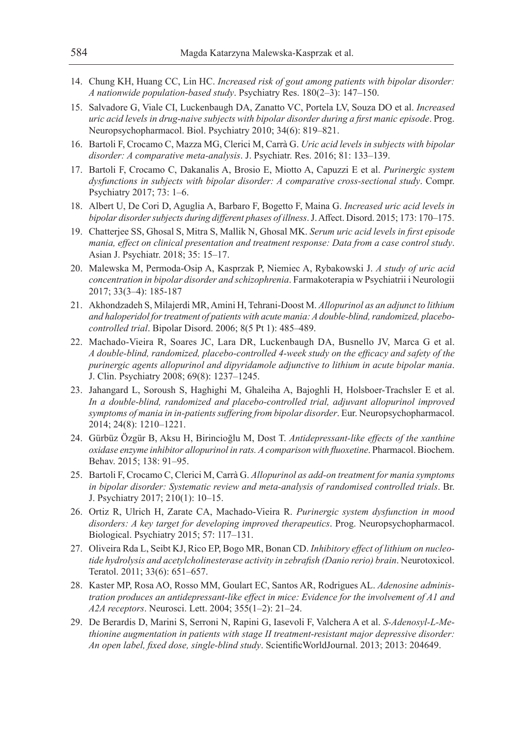14. Chung KH, Huang CC, Lin HC. *Increased risk of gout among patients with bipolar disorder: A nationwide population-based study*. Psychiatry Res. 180(2–3): 147–150.
15. Salvadore G, Viale CI, Luckenbaugh DA, Zanatto VC, Portela LV, Souza DO et al. *Increased uric acid levels in drug-naive subjects with bipolar disorder during a first manic episode*. Prog. Neuropsychopharmacol. Biol. Psychiatry 2010; 34(6): 819–821.
16. Bartoli F, Crocamo C, Mazza MG, Clerici M, Carrà G. *Uric acid levels in subjects with bipolar disorder: A comparative meta-analysis*. J. Psychiatr. Res. 2016; 81: 133–139.
17. Bartoli F, Crocamo C, Dakanalis A, Brosio E, Miotto A, Capuzzi E et al. *Purinergic system dysfunctions in subjects with bipolar disorder: A comparative cross-sectional study*. Compr. Psychiatry 2017; 73: 1–6.
18. Albert U, De Cori D, Aguglia A, Barbaro F, Bogetto F, Maina G. *Increased uric acid levels in bipolar disorder subjects during different phases of illness*. J. Affect. Disord. 2015; 173: 170–175.
19. Chatterjee SS, Ghosal S, Mitra S, Mallik N, Ghosal MK. *Serum uric acid levels in first episode mania, effect on clinical presentation and treatment response: Data from a case control study*. Asian J. Psychiatr. 2018; 35: 15–17.
20. Malewska M, Permoda-Osip A, Kasprzak P, Niemiec A, Rybakowski J. *A study of uric acid concentration in bipolar disorder and schizophrenia*. Farmakoterapia w Psychiatrii i Neurologii 2017; 33(3–4): 185-187
21. Akhondzadeh S, Milajerdi MR, Amini H, Tehrani-Doost M. *Allopurinol as an adjunct to lithium and haloperidol for treatment of patients with acute mania: A double-blind, randomized, placebo-controlled trial*. Bipolar Disord. 2006; 8(5 Pt 1): 485–489.
22. Machado-Vieira R, Soares JC, Lara DR, Luckenbaugh DA, Busnello JV, Marca G et al. *A double-blind, randomized, placebo-controlled 4-week study on the efficacy and safety of the purinergic agents allopurinol and dipyridamole adjunctive to lithium in acute bipolar mania*. J. Clin. Psychiatry 2008; 69(8): 1237–1245.
23. Jahangard L, Soroush S, Haghighi M, Ghaleiha A, Bajoghli H, Holsboer-Trachsler E et al. *In a double-blind, randomized and placebo-controlled trial, adjuvant allopurinol improved symptoms of mania in in-patients suffering from bipolar disorder*. Eur. Neuropsychopharmacol. 2014; 24(8): 1210–1221.
24. Gürbüz Özgür B, Aksu H, Birincioğlu M, Dost T. *Antidepressant-like effects of the xanthine oxidase enzyme inhibitor allopurinol in rats. A comparison with fluoxetine*. Pharmacol. Biochem. Behav. 2015; 138: 91–95.
25. Bartoli F, Crocamo C, Clerici M, Carrà G. *Allopurinol as add-on treatment for mania symptoms in bipolar disorder: Systematic review and meta-analysis of randomised controlled trials*. Br. J. Psychiatry 2017; 210(1): 10–15.
26. Ortiz R, Ulrich H, Zarate CA, Machado-Vieira R. *Purinergic system dysfunction in mood disorders: A key target for developing improved therapeutics*. Prog. Neuropsychopharmacol. Biological. Psychiatry 2015; 57: 117–131.
27. Oliveira Rda L, Seibt KJ, Rico EP, Bogo MR, Bonan CD. *Inhibitory effect of lithium on nucleotide hydrolysis and acetylcholinesterase activity in zebrafish (Danio rerio) brain*. Neurotoxicol. Teratol. 2011; 33(6): 651–657.
28. Kaster MP, Rosa AO, Rosso MM, Goulart EC, Santos AR, Rodrigues AL. *Adenosine administration produces an antidepressant-like effect in mice: Evidence for the involvement of A1 and A2A receptors*. Neurosci. Lett. 2004; 355(1–2): 21–24.
29. De Berardis D, Marini S, Serroni N, Rapini G, Iasevoli F, Valchera A et al. *S-Adenosyl-L-Methionine augmentation in patients with stage II treatment-resistant major depressive disorder: An open label, fixed dose, single-blind study*. ScientificWorldJournal. 2013; 2013: 204649.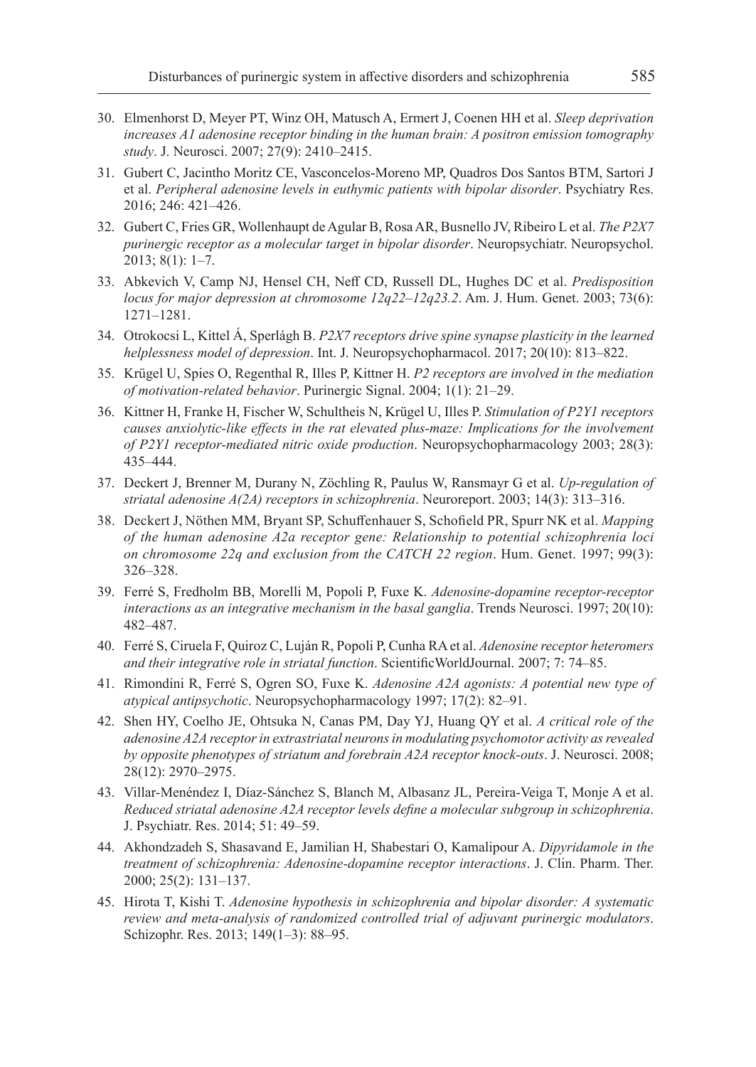30. Elmenhorst D, Meyer PT, Winz OH, Matusch A, Ermert J, Coenen HH et al. *Sleep deprivation increases A1 adenosine receptor binding in the human brain: A positron emission tomography study*. J. Neurosci. 2007; 27(9): 2410–2415.
31. Gubert C, Jacintho Moritz CE, Vasconcelos-Moreno MP, Quadros Dos Santos BTM, Sartori J et al. *Peripheral adenosine levels in euthymic patients with bipolar disorder*. Psychiatry Res. 2016; 246: 421–426.
32. Gubert C, Fries GR, Wollenhaupt de Agular B, Rosa AR, Busnello JV, Ribeiro L et al. *The P2X7 purinergic receptor as a molecular target in bipolar disorder*. Neuropsychiatr. Neuropsychol. 2013; 8(1): 1–7.
33. Abkevich V, Camp NJ, Hensel CH, Neff CD, Russell DL, Hughes DC et al. *Predisposition locus for major depression at chromosome 12q22–12q23.2*. Am. J. Hum. Genet. 2003; 73(6): 1271–1281.
34. Otrokocsi L, Kittel Á, Sperlágh B. *P2X7 receptors drive spine synapse plasticity in the learned helplessness model of depression*. Int. J. Neuropsychopharmacol. 2017; 20(10): 813–822.
35. Krügel U, Spies O, Regenthal R, Illes P, Kittner H. *P2 receptors are involved in the mediation of motivation-related behavior*. Purinergic Signal. 2004; 1(1): 21–29.
36. Kittner H, Franke H, Fischer W, Schultheis N, Krügel U, Illes P. *Stimulation of P2Y1 receptors causes anxiolytic-like effects in the rat elevated plus-maze: Implications for the involvement of P2Y1 receptor-mediated nitric oxide production*. Neuropsychopharmacology 2003; 28(3): 435–444.
37. Deckert J, Brenner M, Durany N, Zöchling R, Paulus W, Ransmayr G et al. *Up-regulation of striatal adenosine A(2A) receptors in schizophrenia*. Neuroreport. 2003; 14(3): 313–316.
38. Deckert J, Nöthen MM, Bryant SP, Schuffenhauer S, Schofield PR, Spurr NK et al. *Mapping of the human adenosine A2a receptor gene: Relationship to potential schizophrenia loci on chromosome 22q and exclusion from the CATCH 22 region*. Hum. Genet. 1997; 99(3): 326–328.
39. Ferré S, Fredholm BB, Morelli M, Popoli P, Fuxe K. *Adenosine-dopamine receptor-receptor interactions as an integrative mechanism in the basal ganglia*. Trends Neurosci. 1997; 20(10): 482–487.
40. Ferré S, Ciruela F, Quiroz C, Luján R, Popoli P, Cunha RA et al. *Adenosine receptor heteromers and their integrative role in striatal function*. ScientificWorldJournal. 2007; 7: 74–85.
41. Rimondini R, Ferré S, Ogren SO, Fuxe K. *Adenosine A2A agonists: A potential new type of atypical antipsychotic*. Neuropsychopharmacology 1997; 17(2): 82–91.
42. Shen HY, Coelho JE, Ohtsuka N, Canas PM, Day YJ, Huang QY et al. *A critical role of the adenosine A2A receptor in extrastriatal neurons in modulating psychomotor activity as revealed by opposite phenotypes of striatum and forebrain A2A receptor knock-outs*. J. Neurosci. 2008; 28(12): 2970–2975.
43. Villar-Menéndez I, Díaz-Sánchez S, Blanch M, Albasanz JL, Pereira-Veiga T, Monje A et al. *Reduced striatal adenosine A2A receptor levels define a molecular subgroup in schizophrenia*. J. Psychiatr. Res. 2014; 51: 49–59.
44. Akhondzadeh S, Shasavand E, Jamilian H, Shabestari O, Kamalipour A. *Dipyridamole in the treatment of schizophrenia: Adenosine-dopamine receptor interactions*. J. Clin. Pharm. Ther. 2000; 25(2): 131–137.
45. Hirota T, Kishi T. *Adenosine hypothesis in schizophrenia and bipolar disorder: A systematic review and meta-analysis of randomized controlled trial of adjuvant purinergic modulators*. Schizophr. Res. 2013; 149(1–3): 88–95.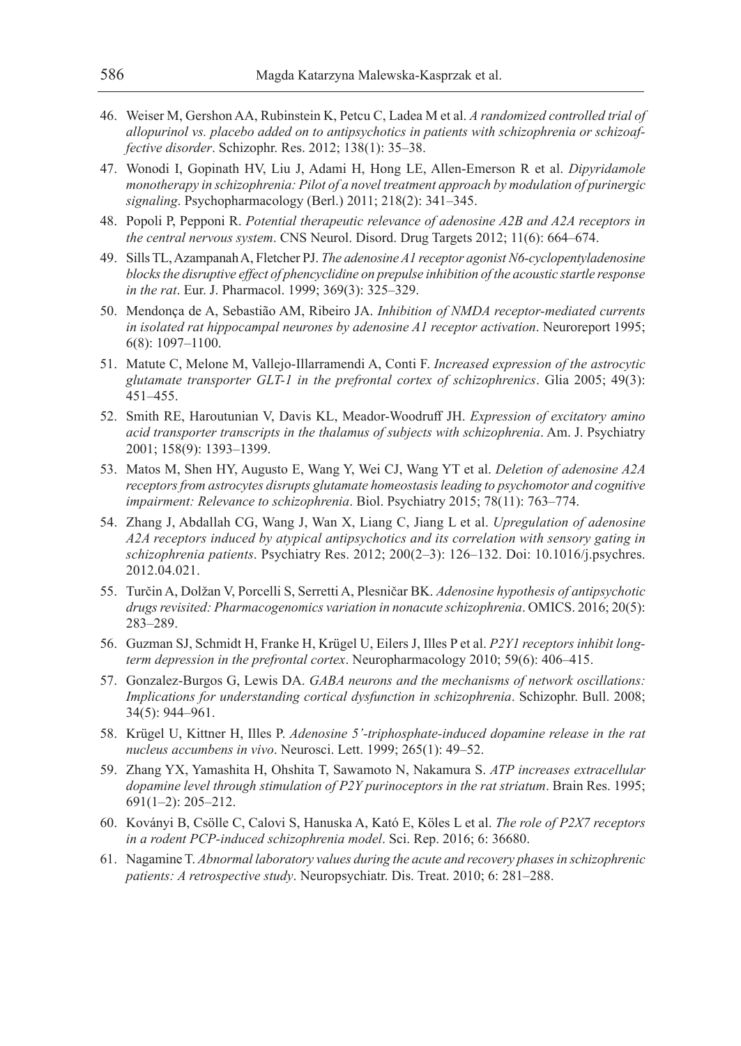46. Weiser M, Gershon AA, Rubinstein K, Petcu C, Ladea M et al. *A randomized controlled trial of allopurinol vs. placebo added on to antipsychotics in patients with schizophrenia or schizoaffective disorder*. Schizophr. Res. 2012; 138(1): 35–38.
47. Wonodi I, Gopinath HV, Liu J, Adami H, Hong LE, Allen-Emerson R et al. *Dipyridamole monotherapy in schizophrenia: Pilot of a novel treatment approach by modulation of purinergic signaling*. Psychopharmacology (Berl.) 2011; 218(2): 341–345.
48. Popoli P, Pepponi R. *Potential therapeutic relevance of adenosine A2B and A2A receptors in the central nervous system*. CNS Neurol. Disord. Drug Targets 2012; 11(6): 664–674.
49. Sills TL, Azampanah A, Fletcher PJ. *The adenosine A1 receptor agonist N6-cyclopentyladenosine blocks the disruptive effect of phencyclidine on prepulse inhibition of the acoustic startle response in the rat*. Eur. J. Pharmacol. 1999; 369(3): 325–329.
50. Mendonça de A, Sebastião AM, Ribeiro JA. *Inhibition of NMDA receptor-mediated currents in isolated rat hippocampal neurones by adenosine A1 receptor activation*. Neuroreport 1995; 6(8): 1097–1100.
51. Matute C, Melone M, Vallejo-Illarramendi A, Conti F. *Increased expression of the astrocytic glutamate transporter GLT-1 in the prefrontal cortex of schizophrenics*. Glia 2005; 49(3): 451–455.
52. Smith RE, Haroutunian V, Davis KL, Meador-Woodruff JH. *Expression of excitatory amino acid transporter transcripts in the thalamus of subjects with schizophrenia*. Am. J. Psychiatry 2001; 158(9): 1393–1399.
53. Matos M, Shen HY, Augusto E, Wang Y, Wei CJ, Wang YT et al. *Deletion of adenosine A2A receptors from astrocytes disrupts glutamate homeostasis leading to psychomotor and cognitive impairment: Relevance to schizophrenia*. Biol. Psychiatry 2015; 78(11): 763–774.
54. Zhang J, Abdallah CG, Wang J, Wan X, Liang C, Jiang L et al. *Upregulation of adenosine A2A receptors induced by atypical antipsychotics and its correlation with sensory gating in schizophrenia patients*. Psychiatry Res. 2012; 200(2–3): 126–132. Doi: 10.1016/j.psychres.2012.04.021.
55. Turčin A, Dolžan V, Porcelli S, Serretti A, Plesničar BK. *Adenosine hypothesis of antipsychotic drugs revisited: Pharmacogenomics variation in nonacute schizophrenia*. OMICS. 2016; 20(5): 283–289.
56. Guzman SJ, Schmidt H, Franke H, Krügel U, Eilers J, Illes P et al. *P2Y1 receptors inhibit long-term depression in the prefrontal cortex*. Neuropharmacology 2010; 59(6): 406–415.
57. Gonzalez-Burgos G, Lewis DA. *GABA neurons and the mechanisms of network oscillations: Implications for understanding cortical dysfunction in schizophrenia*. Schizophr. Bull. 2008; 34(5): 944–961.
58. Krügel U, Kittner H, Illes P. *Adenosine 5'-triphosphate-induced dopamine release in the rat nucleus accumbens in vivo*. Neurosci. Lett. 1999; 265(1): 49–52.
59. Zhang YX, Yamashita H, Ohshita T, Sawamoto N, Nakamura S. *ATP increases extracellular dopamine level through stimulation of P2Y purinoceptors in the rat striatum*. Brain Res. 1995; 691(1–2): 205–212.
60. Koványi B, Csölle C, Calovi S, Hanuska A, Kató E, Köles L et al. *The role of P2X7 receptors in a rodent PCP-induced schizophrenia model*. Sci. Rep. 2016; 6: 36680.
61. Nagamine T. *Abnormal laboratory values during the acute and recovery phases in schizophrenic patients: A retrospective study*. Neuropsychiatr. Dis. Treat. 2010; 6: 281–288.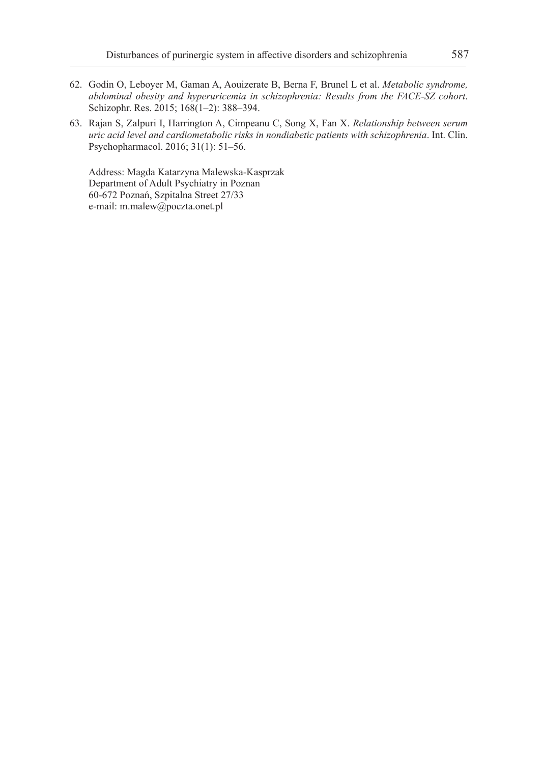62. Godin O, Leboyer M, Gaman A, Aouizerate B, Berna F, Brunel L et al. *Metabolic syndrome, abdominal obesity and hyperuricemia in schizophrenia: Results from the FACE-SZ cohort*. Schizophr. Res. 2015; 168(1–2): 388–394.

63. Rajan S, Zalpuri I, Harrington A, Cimpeanu C, Song X, Fan X. *Relationship between serum uric acid level and cardiometabolic risks in nondiabetic patients with schizophrenia*. Int. Clin. Psychopharmacol. 2016; 31(1): 51–56.

Address: Magda Katarzyna Malewska-Kasprzak
Department of Adult Psychiatry in Poznan
60-672 Poznań, Szpitalna Street 27/33
e-mail: m.malew@poczta.onet.pl